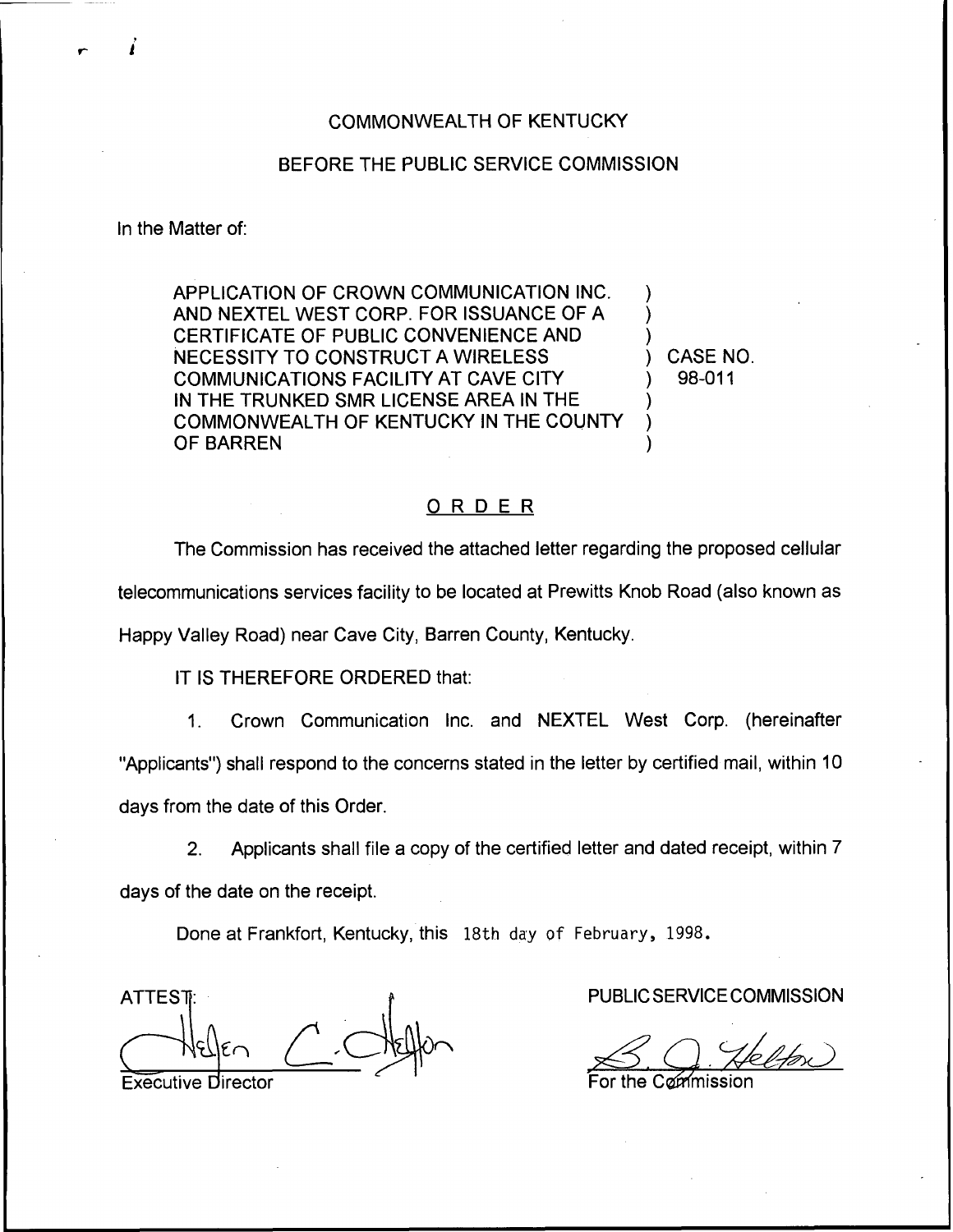COMMONWEALTH OF KENTUCKY

BEFORE THE PUBLIC SERVICE COMMISSION

In the Matter of:

| | | |
|---|---|---|
| APPLICATION OF CROWN COMMUNICATION INC. AND NEXTEL WEST CORP. FOR ISSUANCE OF A CERTIFICATE OF PUBLIC CONVENIENCE AND NECESSITY TO CONSTRUCT A WIRELESS COMMUNICATIONS FACILITY AT CAVE CITY IN THE TRUNKED SMR LICENSE AREA IN THE COMMONWEALTH OF KENTUCKY IN THE COUNTY OF BARREN | ) | CASE NO. 98-011 |

## ORDER

The Commission has received the attached letter regarding the proposed cellular telecommunications services facility to be located at Prewitts Knob Road (also known as Happy Valley Road) near Cave City, Barren County, Kentucky.

IT IS THEREFORE ORDERED that:

1. Crown Communication Inc. and NEXTEL West Corp. (hereinafter "Applicants") shall respond to the concerns stated in the letter by certified mail, within 10 days from the date of this Order.

2. Applicants shall file a copy of the certified letter and dated receipt, within 7 days of the date on the receipt.

Done at Frankfort, Kentucky, this 18th day of February, 1998.

PUBLIC SERVICE COMMISSION

For the Commission

ATTEST:

Executive Director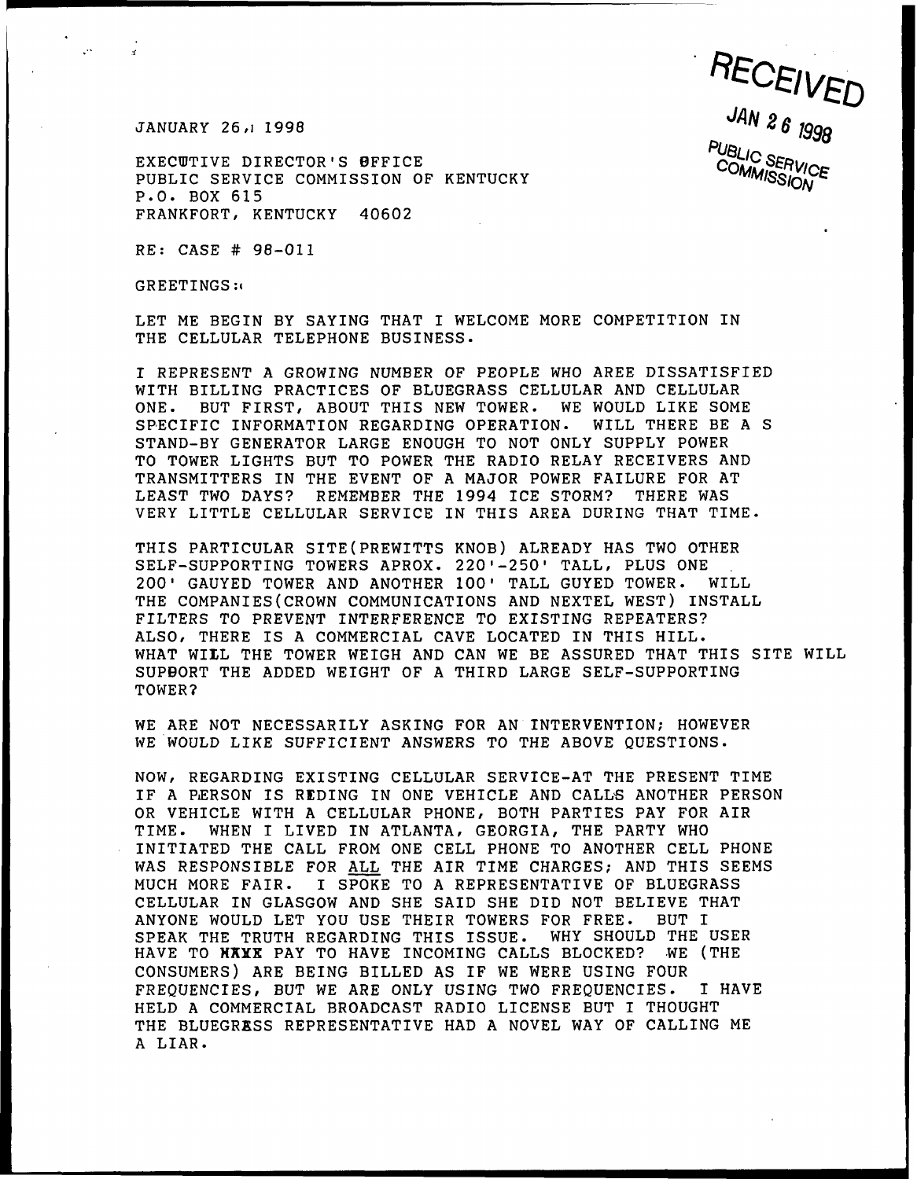RECEIVED

JAN 26 1998

PUBLIC SERVICE COMMISSION

JANUARY 26, 1998

EXECUTIVE DIRECTOR'S OFFICE
PUBLIC SERVICE COMMISSION OF KENTUCKY
P.O. BOX 615
FRANKFORT, KENTUCKY 40602

RE: CASE # 98-011

GREETINGS:

LET ME BEGIN BY SAYING THAT I WELCOME MORE COMPETITION IN THE CELLULAR TELEPHONE BUSINESS.

I REPRESENT A GROWING NUMBER OF PEOPLE WHO AREE DISSATISFIED WITH BILLING PRACTICES OF BLUEGRASS CELLULAR AND CELLULAR ONE. BUT FIRST, ABOUT THIS NEW TOWER. WE WOULD LIKE SOME SPECIFIC INFORMATION REGARDING OPERATION. WILL THERE BE A S STAND-BY GENERATOR LARGE ENOUGH TO NOT ONLY SUPPLY POWER TO TOWER LIGHTS BUT TO POWER THE RADIO RELAY RECEIVERS AND TRANSMITTERS IN THE EVENT OF A MAJOR POWER FAILURE FOR AT LEAST TWO DAYS? REMEMBER THE 1994 ICE STORM? THERE WAS VERY LITTLE CELLULAR SERVICE IN THIS AREA DURING THAT TIME.

THIS PARTICULAR SITE(PREWITTS KNOB) ALREADY HAS TWO OTHER SELF-SUPPORTING TOWERS APROX. 220'-250' TALL, PLUS ONE 200' GAUYED TOWER AND ANOTHER 100' TALL GUYED TOWER. WILL THE COMPANIES(CROWN COMMUNICATIONS AND NEXTEL WEST) INSTALL FILTERS TO PREVENT INTERFERENCE TO EXISTING REPEATERS? ALSO, THERE IS A COMMERCIAL CAVE LOCATED IN THIS HILL. WHAT WILL THE TOWER WEIGH AND CAN WE BE ASSURED THAT THIS SITE WILL SUPPORT THE ADDED WEIGHT OF A THIRD LARGE SELF-SUPPORTING TOWER?

WE ARE NOT NECESSARILY ASKING FOR AN INTERVENTION; HOWEVER WE WOULD LIKE SUFFICIENT ANSWERS TO THE ABOVE QUESTIONS.

NOW, REGARDING EXISTING CELLULAR SERVICE-AT THE PRESENT TIME IF A PERSON IS REDING IN ONE VEHICLE AND CALLS ANOTHER PERSON OR VEHICLE WITH A CELLULAR PHONE, BOTH PARTIES PAY FOR AIR TIME. WHEN I LIVED IN ATLANTA, GEORGIA, THE PARTY WHO INITIATED THE CALL FROM ONE CELL PHONE TO ANOTHER CELL PHONE WAS RESPONSIBLE FOR <u>ALL</u> THE AIR TIME CHARGES; AND THIS SEEMS MUCH MORE FAIR. I SPOKE TO A REPRESENTATIVE OF BLUEGRASS CELLULAR IN GLASGOW AND SHE SAID SHE DID NOT BELIEVE THAT ANYONE WOULD LET YOU USE THEIR TOWERS FOR FREE. BUT I SPEAK THE TRUTH REGARDING THIS ISSUE. WHY SHOULD THE USER HAVE TO XXXX PAY TO HAVE INCOMING CALLS BLOCKED? WE (THE CONSUMERS) ARE BEING BILLED AS IF WE WERE USING FOUR FREQUENCIES, BUT WE ARE ONLY USING TWO FREQUENCIES. I HAVE HELD A COMMERCIAL BROADCAST RADIO LICENSE BUT I THOUGHT THE BLUEGRESS REPRESENTATIVE HAD A NOVEL WAY OF CALLING ME A LIAR.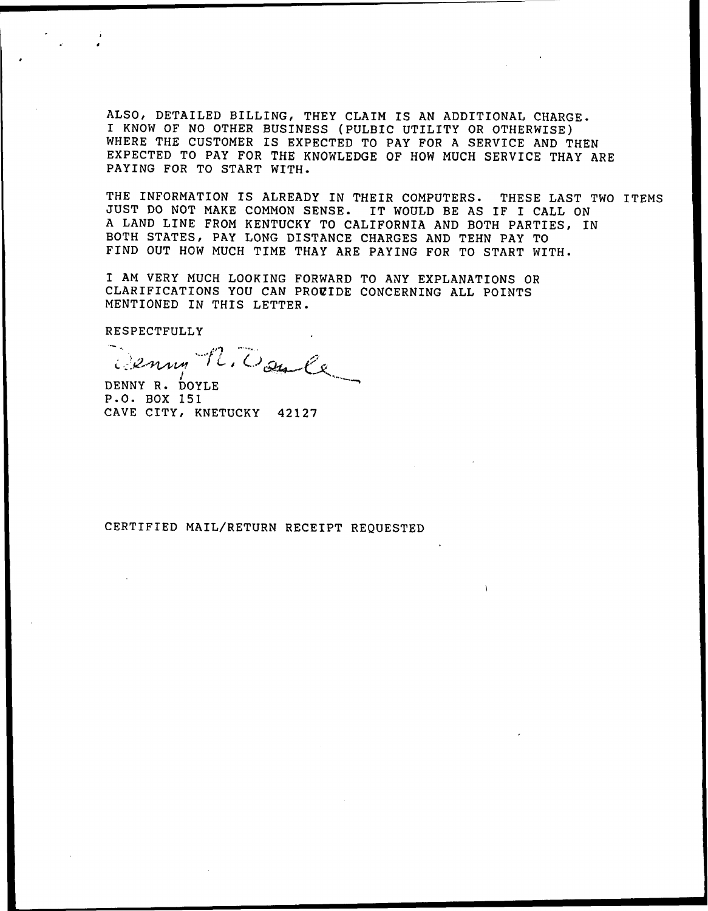ALSO, DETAILED BILLING, THEY CLAIM IS AN ADDITIONAL CHARGE. I KNOW OF NO OTHER BUSINESS (PULBIC UTILITY OR OTHERWISE) WHERE THE CUSTOMER IS EXPECTED TO PAY FOR A SERVICE AND THEN EXPECTED TO PAY FOR THE KNOWLEDGE OF HOW MUCH SERVICE THAY ARE PAYING FOR TO START WITH.

THE INFORMATION IS ALREADY IN THEIR COMPUTERS. THESE LAST TWO ITEMS JUST DO NOT MAKE COMMON SENSE. IT WOULD BE AS IF I CALL ON A LAND LINE FROM KENTUCKY TO CALIFORNIA AND BOTH PARTIES, IN BOTH STATES, PAY LONG DISTANCE CHARGES AND TEHN PAY TO FIND OUT HOW MUCH TIME THAY ARE PAYING FOR TO START WITH.

I AM VERY MUCH LOOKING FORWARD TO ANY EXPLANATIONS OR CLARIFICATIONS YOU CAN PROVIDE CONCERNING ALL POINTS MENTIONED IN THIS LETTER.

RESPECTFULLY

Denny R. Doyle

DENNY R. DOYLE
P.O. BOX 151
CAVE CITY, KNETUCKY 42127

CERTIFIED MAIL/RETURN RECEIPT REQUESTED